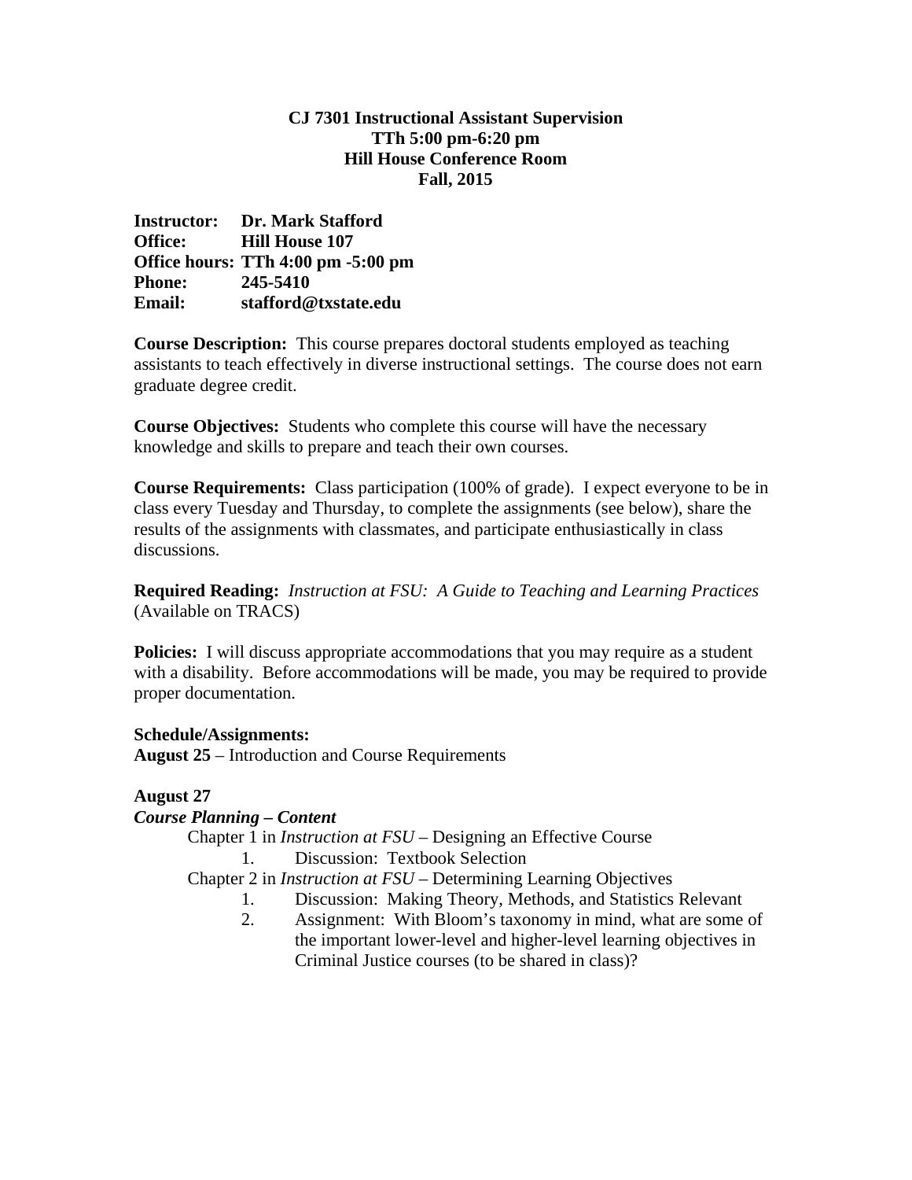**CJ 7301 Instructional Assistant Supervision**
**TTh 5:00 pm-6:20 pm**
**Hill House Conference Room**
**Fall, 2015**

**Instructor:** **Dr. Mark Stafford**
**Office:** **Hill House 107**
**Office hours:** **TTh 4:00 pm -5:00 pm**
**Phone:** **245-5410**
**Email:** **stafford@txstate.edu**

**Course Description:** This course prepares doctoral students employed as teaching assistants to teach effectively in diverse instructional settings. The course does not earn graduate degree credit.

**Course Objectives:** Students who complete this course will have the necessary knowledge and skills to prepare and teach their own courses.

**Course Requirements:** Class participation (100% of grade). I expect everyone to be in class every Tuesday and Thursday, to complete the assignments (see below), share the results of the assignments with classmates, and participate enthusiastically in class discussions.

**Required Reading:** *Instruction at FSU: A Guide to Teaching and Learning Practices* (Available on TRACS)

**Policies:** I will discuss appropriate accommodations that you may require as a student with a disability. Before accommodations will be made, you may be required to provide proper documentation.

**Schedule/Assignments:**
**August 25** – Introduction and Course Requirements

**August 27**
***Course Planning – Content***

Chapter 1 in *Instruction at FSU* – Designing an Effective Course

1. Discussion: Textbook Selection

Chapter 2 in *Instruction at FSU* – Determining Learning Objectives

1. Discussion: Making Theory, Methods, and Statistics Relevant
2. Assignment: With Bloom's taxonomy in mind, what are some of the important lower-level and higher-level learning objectives in Criminal Justice courses (to be shared in class)?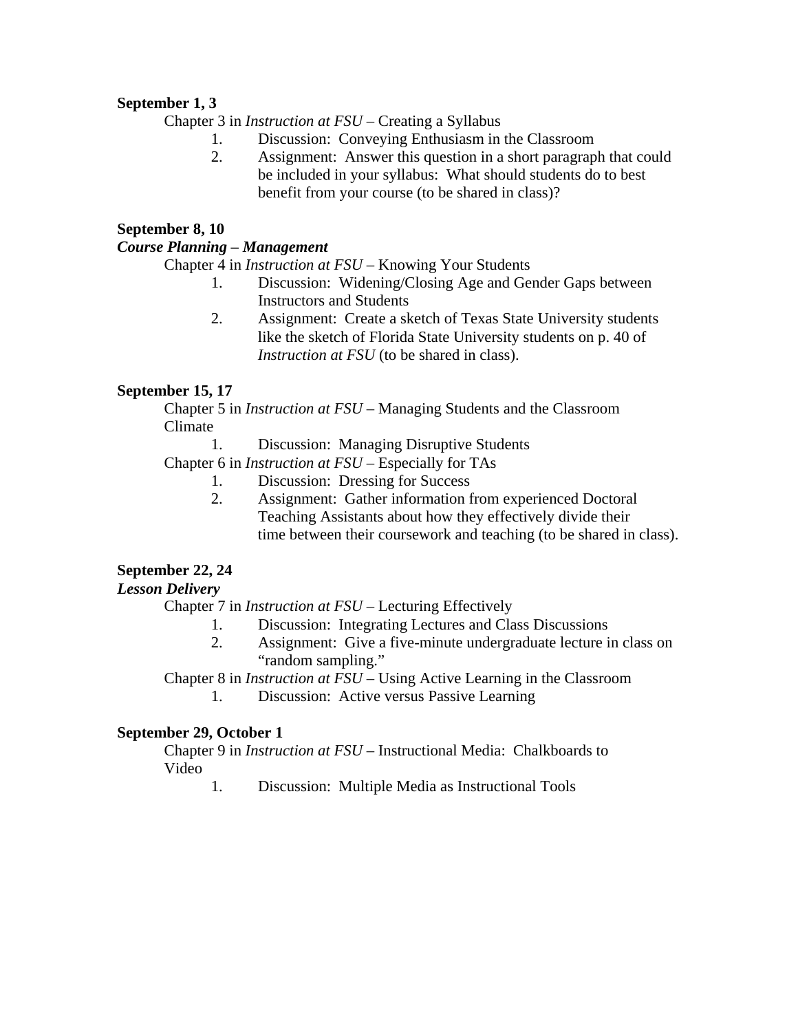**September 1, 3**

Chapter 3 in *Instruction at FSU* – Creating a Syllabus

1. Discussion: Conveying Enthusiasm in the Classroom
2. Assignment: Answer this question in a short paragraph that could be included in your syllabus: What should students do to best benefit from your course (to be shared in class)?

**September 8, 10**

***Course Planning – Management***

Chapter 4 in *Instruction at FSU* – Knowing Your Students

1. Discussion: Widening/Closing Age and Gender Gaps between Instructors and Students
2. Assignment: Create a sketch of Texas State University students like the sketch of Florida State University students on p. 40 of *Instruction at FSU* (to be shared in class).

**September 15, 17**

Chapter 5 in *Instruction at FSU* – Managing Students and the Classroom Climate

1. Discussion: Managing Disruptive Students

Chapter 6 in *Instruction at FSU* – Especially for TAs

1. Discussion: Dressing for Success
2. Assignment: Gather information from experienced Doctoral Teaching Assistants about how they effectively divide their time between their coursework and teaching (to be shared in class).

**September 22, 24**

***Lesson Delivery***

Chapter 7 in *Instruction at FSU* – Lecturing Effectively

1. Discussion: Integrating Lectures and Class Discussions
2. Assignment: Give a five-minute undergraduate lecture in class on "random sampling."

Chapter 8 in *Instruction at FSU* – Using Active Learning in the Classroom

1. Discussion: Active versus Passive Learning

**September 29, October 1**

Chapter 9 in *Instruction at FSU* – Instructional Media: Chalkboards to Video

1. Discussion: Multiple Media as Instructional Tools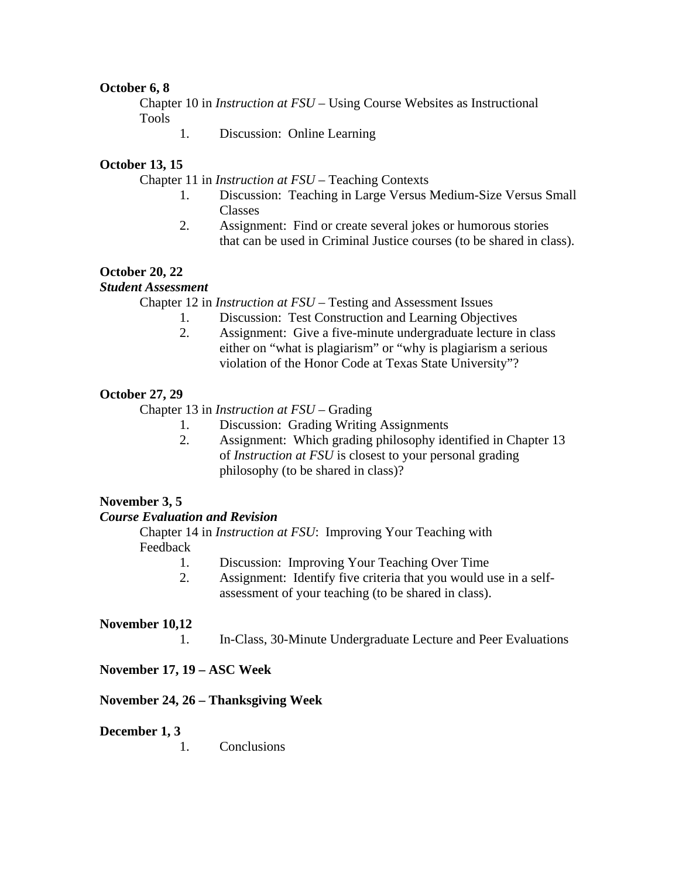**October 6, 8**

Chapter 10 in *Instruction at FSU* – Using Course Websites as Instructional Tools

1. Discussion: Online Learning

**October 13, 15**

Chapter 11 in *Instruction at FSU* – Teaching Contexts

1. Discussion: Teaching in Large Versus Medium-Size Versus Small Classes
2. Assignment: Find or create several jokes or humorous stories that can be used in Criminal Justice courses (to be shared in class).

**October 20, 22**

***Student Assessment***

Chapter 12 in *Instruction at FSU* – Testing and Assessment Issues

1. Discussion: Test Construction and Learning Objectives
2. Assignment: Give a five-minute undergraduate lecture in class either on "what is plagiarism" or "why is plagiarism a serious violation of the Honor Code at Texas State University"?

**October 27, 29**

Chapter 13 in *Instruction at FSU* – Grading

1. Discussion: Grading Writing Assignments
2. Assignment: Which grading philosophy identified in Chapter 13 of *Instruction at FSU* is closest to your personal grading philosophy (to be shared in class)?

**November 3, 5**

***Course Evaluation and Revision***

Chapter 14 in *Instruction at FSU*: Improving Your Teaching with Feedback

1. Discussion: Improving Your Teaching Over Time
2. Assignment: Identify five criteria that you would use in a self-assessment of your teaching (to be shared in class).

**November 10,12**

1. In-Class, 30-Minute Undergraduate Lecture and Peer Evaluations

**November 17, 19 – ASC Week**

**November 24, 26 – Thanksgiving Week**

**December 1, 3**

1. Conclusions